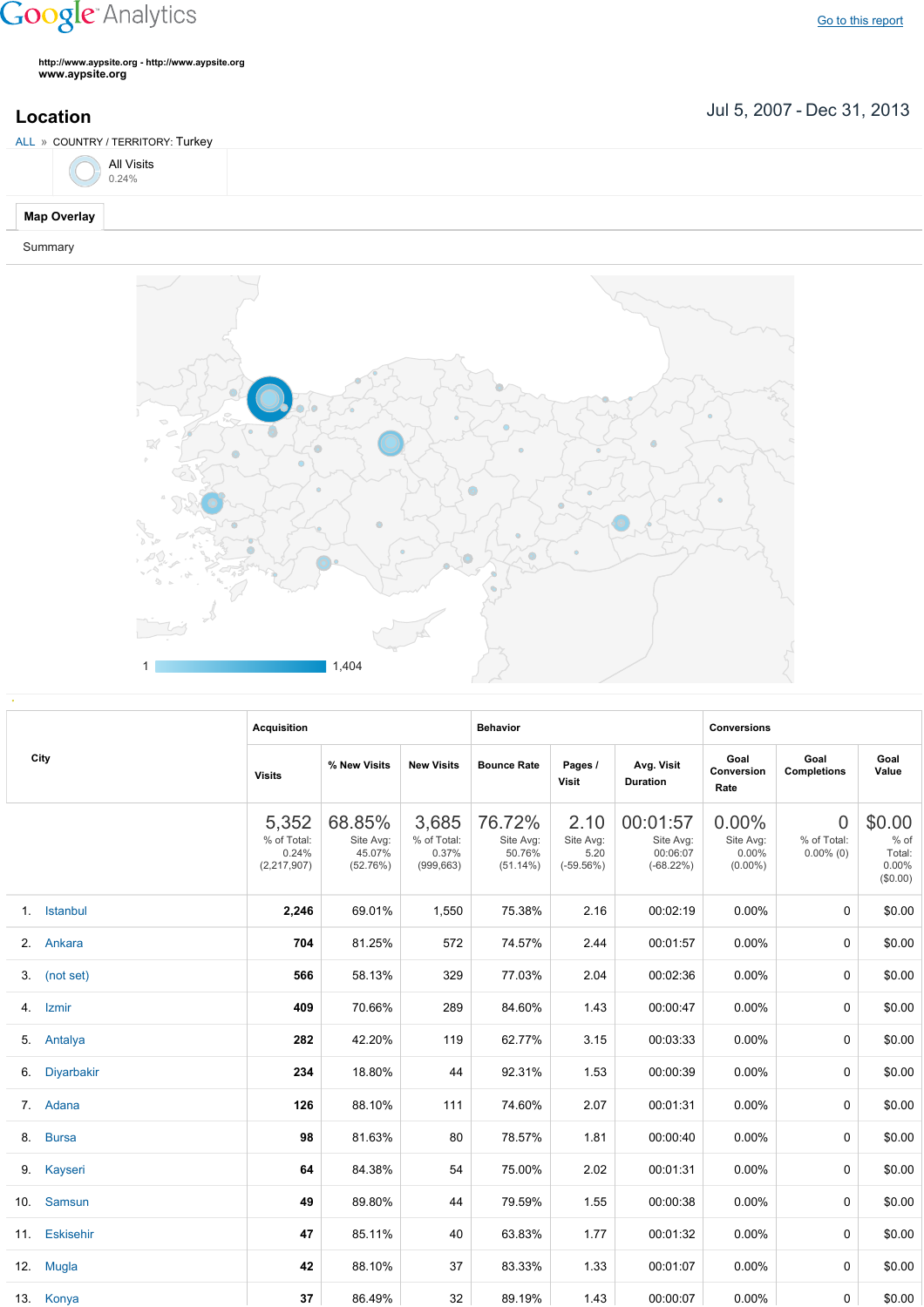Google Analytics

Go to this report

http://www.aypsite.org - http://www.aypsite.org
**www.aypsite.org**

## Location

Jul 5, 2007 - Dec 31, 2013

ALL » COUNTRY / TERRITORY: Turkey

All Visits
0.24%

**Map Overlay**

Summary

1 — 1,404

| City | Acquisition | | | Behavior | | | Conversions | | |
|---|---|---|---|---|---|---|---|---|---|
| | Visits | % New Visits | New Visits | Bounce Rate | Pages / Visit | Avg. Visit Duration | Goal Conversion Rate | Goal Completions | Goal Value |
| | 5,352 % of Total: 0.24% (2,217,907) | 68.85% Site Avg: 45.07% (52.76%) | 3,685 % of Total: 0.37% (999,663) | 76.72% Site Avg: 50.76% (51.14%) | 2.10 Site Avg: 5.20 (-59.56%) | 00:01:57 Site Avg: 00:06:07 (-68.22%) | 0.00% Site Avg: 0.00% (0.00%) | 0 % of Total: 0.00% (0) | $0.00 % of Total: 0.00% ($0.00) |
| 1. Istanbul | **2,246** | 69.01% | 1,550 | 75.38% | 2.16 | 00:02:19 | 0.00% | 0 | $0.00 |
| 2. Ankara | **704** | 81.25% | 572 | 74.57% | 2.44 | 00:01:57 | 0.00% | 0 | $0.00 |
| 3. (not set) | **566** | 58.13% | 329 | 77.03% | 2.04 | 00:02:36 | 0.00% | 0 | $0.00 |
| 4. Izmir | **409** | 70.66% | 289 | 84.60% | 1.43 | 00:00:47 | 0.00% | 0 | $0.00 |
| 5. Antalya | **282** | 42.20% | 119 | 62.77% | 3.15 | 00:03:33 | 0.00% | 0 | $0.00 |
| 6. Diyarbakir | **234** | 18.80% | 44 | 92.31% | 1.53 | 00:00:39 | 0.00% | 0 | $0.00 |
| 7. Adana | **126** | 88.10% | 111 | 74.60% | 2.07 | 00:01:31 | 0.00% | 0 | $0.00 |
| 8. Bursa | **98** | 81.63% | 80 | 78.57% | 1.81 | 00:00:40 | 0.00% | 0 | $0.00 |
| 9. Kayseri | **64** | 84.38% | 54 | 75.00% | 2.02 | 00:01:31 | 0.00% | 0 | $0.00 |
| 10. Samsun | **49** | 89.80% | 44 | 79.59% | 1.55 | 00:00:38 | 0.00% | 0 | $0.00 |
| 11. Eskisehir | **47** | 85.11% | 40 | 63.83% | 1.77 | 00:01:32 | 0.00% | 0 | $0.00 |
| 12. Mugla | **42** | 88.10% | 37 | 83.33% | 1.33 | 00:01:07 | 0.00% | 0 | $0.00 |
| 13. Konya | **37** | 86.49% | 32 | 89.19% | 1.43 | 00:00:07 | 0.00% | 0 | $0.00 |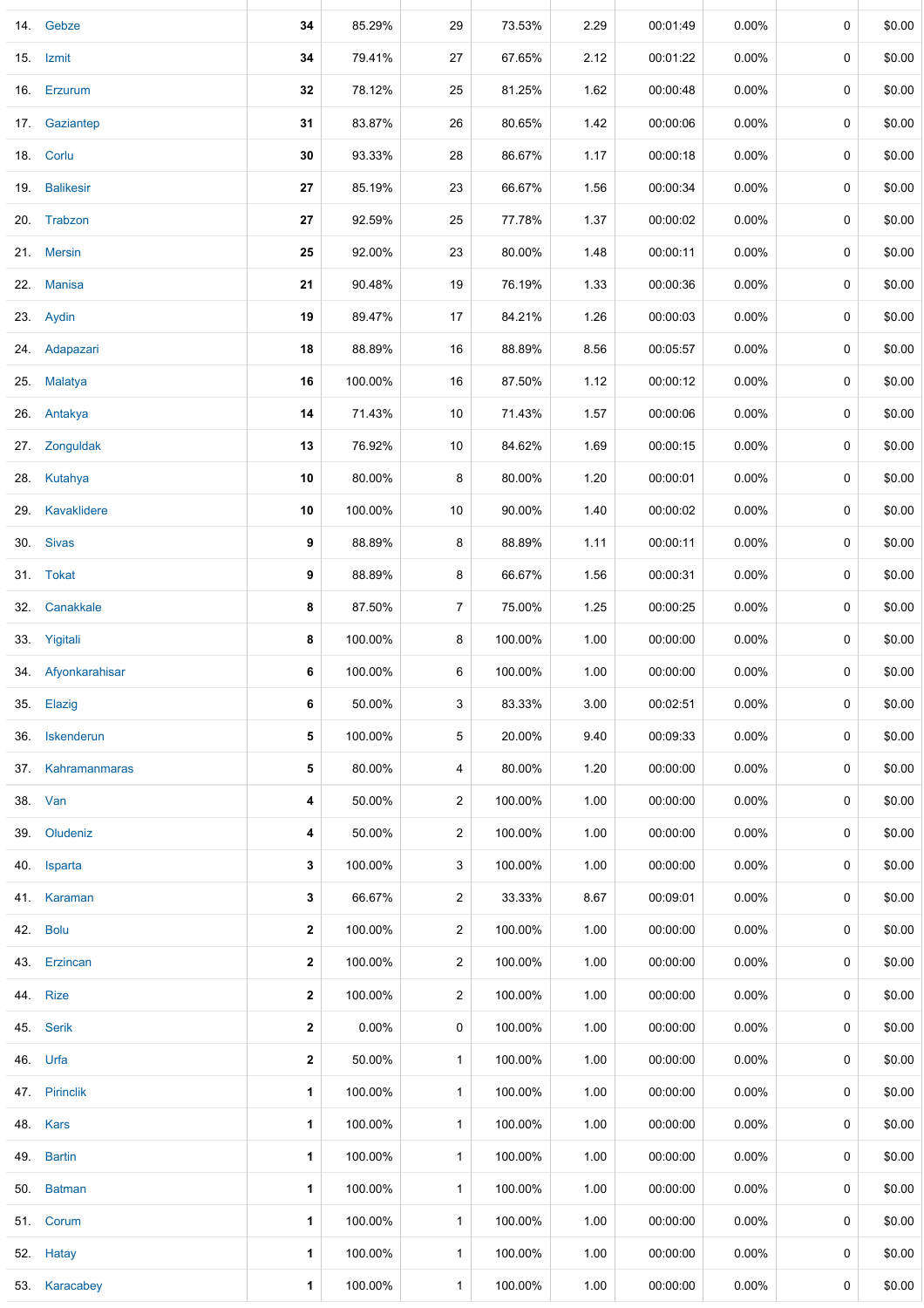| | | | | | | | | | | |
|---|---|---|---|---|---|---|---|---|---|---|
| 14. | Gebze | 34 | 85.29% | 29 | 73.53% | 2.29 | 00:01:49 | 0.00% | 0 | $0.00 |
| 15. | Izmit | 34 | 79.41% | 27 | 67.65% | 2.12 | 00:01:22 | 0.00% | 0 | $0.00 |
| 16. | Erzurum | 32 | 78.12% | 25 | 81.25% | 1.62 | 00:00:48 | 0.00% | 0 | $0.00 |
| 17. | Gaziantep | 31 | 83.87% | 26 | 80.65% | 1.42 | 00:00:06 | 0.00% | 0 | $0.00 |
| 18. | Corlu | 30 | 93.33% | 28 | 86.67% | 1.17 | 00:00:18 | 0.00% | 0 | $0.00 |
| 19. | Balikesir | 27 | 85.19% | 23 | 66.67% | 1.56 | 00:00:34 | 0.00% | 0 | $0.00 |
| 20. | Trabzon | 27 | 92.59% | 25 | 77.78% | 1.37 | 00:00:02 | 0.00% | 0 | $0.00 |
| 21. | Mersin | 25 | 92.00% | 23 | 80.00% | 1.48 | 00:00:11 | 0.00% | 0 | $0.00 |
| 22. | Manisa | 21 | 90.48% | 19 | 76.19% | 1.33 | 00:00:36 | 0.00% | 0 | $0.00 |
| 23. | Aydin | 19 | 89.47% | 17 | 84.21% | 1.26 | 00:00:03 | 0.00% | 0 | $0.00 |
| 24. | Adapazari | 18 | 88.89% | 16 | 88.89% | 8.56 | 00:05:57 | 0.00% | 0 | $0.00 |
| 25. | Malatya | 16 | 100.00% | 16 | 87.50% | 1.12 | 00:00:12 | 0.00% | 0 | $0.00 |
| 26. | Antakya | 14 | 71.43% | 10 | 71.43% | 1.57 | 00:00:06 | 0.00% | 0 | $0.00 |
| 27. | Zonguldak | 13 | 76.92% | 10 | 84.62% | 1.69 | 00:00:15 | 0.00% | 0 | $0.00 |
| 28. | Kutahya | 10 | 80.00% | 8 | 80.00% | 1.20 | 00:00:01 | 0.00% | 0 | $0.00 |
| 29. | Kavaklidere | 10 | 100.00% | 10 | 90.00% | 1.40 | 00:00:02 | 0.00% | 0 | $0.00 |
| 30. | Sivas | 9 | 88.89% | 8 | 88.89% | 1.11 | 00:00:11 | 0.00% | 0 | $0.00 |
| 31. | Tokat | 9 | 88.89% | 8 | 66.67% | 1.56 | 00:00:31 | 0.00% | 0 | $0.00 |
| 32. | Canakkale | 8 | 87.50% | 7 | 75.00% | 1.25 | 00:00:25 | 0.00% | 0 | $0.00 |
| 33. | Yigitali | 8 | 100.00% | 8 | 100.00% | 1.00 | 00:00:00 | 0.00% | 0 | $0.00 |
| 34. | Afyonkarahisar | 6 | 100.00% | 6 | 100.00% | 1.00 | 00:00:00 | 0.00% | 0 | $0.00 |
| 35. | Elazig | 6 | 50.00% | 3 | 83.33% | 3.00 | 00:02:51 | 0.00% | 0 | $0.00 |
| 36. | Iskenderun | 5 | 100.00% | 5 | 20.00% | 9.40 | 00:09:33 | 0.00% | 0 | $0.00 |
| 37. | Kahramanmaras | 5 | 80.00% | 4 | 80.00% | 1.20 | 00:00:00 | 0.00% | 0 | $0.00 |
| 38. | Van | 4 | 50.00% | 2 | 100.00% | 1.00 | 00:00:00 | 0.00% | 0 | $0.00 |
| 39. | Oludeniz | 4 | 50.00% | 2 | 100.00% | 1.00 | 00:00:00 | 0.00% | 0 | $0.00 |
| 40. | Isparta | 3 | 100.00% | 3 | 100.00% | 1.00 | 00:00:00 | 0.00% | 0 | $0.00 |
| 41. | Karaman | 3 | 66.67% | 2 | 33.33% | 8.67 | 00:09:01 | 0.00% | 0 | $0.00 |
| 42. | Bolu | 2 | 100.00% | 2 | 100.00% | 1.00 | 00:00:00 | 0.00% | 0 | $0.00 |
| 43. | Erzincan | 2 | 100.00% | 2 | 100.00% | 1.00 | 00:00:00 | 0.00% | 0 | $0.00 |
| 44. | Rize | 2 | 100.00% | 2 | 100.00% | 1.00 | 00:00:00 | 0.00% | 0 | $0.00 |
| 45. | Serik | 2 | 0.00% | 0 | 100.00% | 1.00 | 00:00:00 | 0.00% | 0 | $0.00 |
| 46. | Urfa | 2 | 50.00% | 1 | 100.00% | 1.00 | 00:00:00 | 0.00% | 0 | $0.00 |
| 47. | Pirinclik | 1 | 100.00% | 1 | 100.00% | 1.00 | 00:00:00 | 0.00% | 0 | $0.00 |
| 48. | Kars | 1 | 100.00% | 1 | 100.00% | 1.00 | 00:00:00 | 0.00% | 0 | $0.00 |
| 49. | Bartin | 1 | 100.00% | 1 | 100.00% | 1.00 | 00:00:00 | 0.00% | 0 | $0.00 |
| 50. | Batman | 1 | 100.00% | 1 | 100.00% | 1.00 | 00:00:00 | 0.00% | 0 | $0.00 |
| 51. | Corum | 1 | 100.00% | 1 | 100.00% | 1.00 | 00:00:00 | 0.00% | 0 | $0.00 |
| 52. | Hatay | 1 | 100.00% | 1 | 100.00% | 1.00 | 00:00:00 | 0.00% | 0 | $0.00 |
| 53. | Karacabey | 1 | 100.00% | 1 | 100.00% | 1.00 | 00:00:00 | 0.00% | 0 | $0.00 |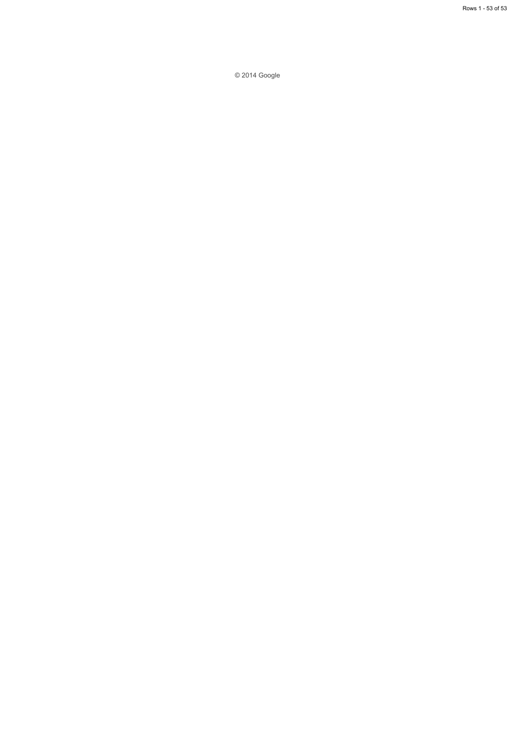Rows 1 - 53 of 53

© 2014 Google